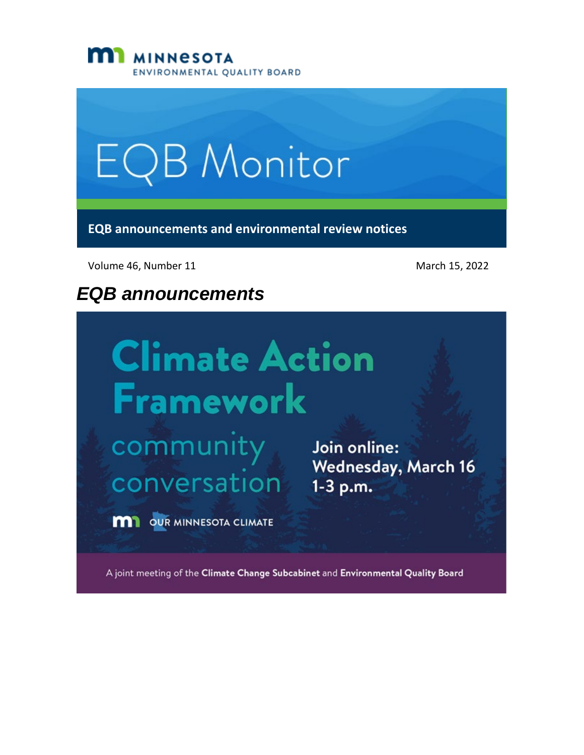MINNESOTA ENVIRONMENTAL QUALITY BOARD

# EQB Monitor

**EQB announcements and environmental review notices**

Volume 46, Number 11

March 15, 2022

## *EQB announcements*

**Climate Action Framework**

community conversation

**Join online: Wednesday, March 16 1-3 p.m.**

OUR MINNESOTA CLIMATE

A joint meeting of the **Climate Change Subcabinet** and **Environmental Quality Board**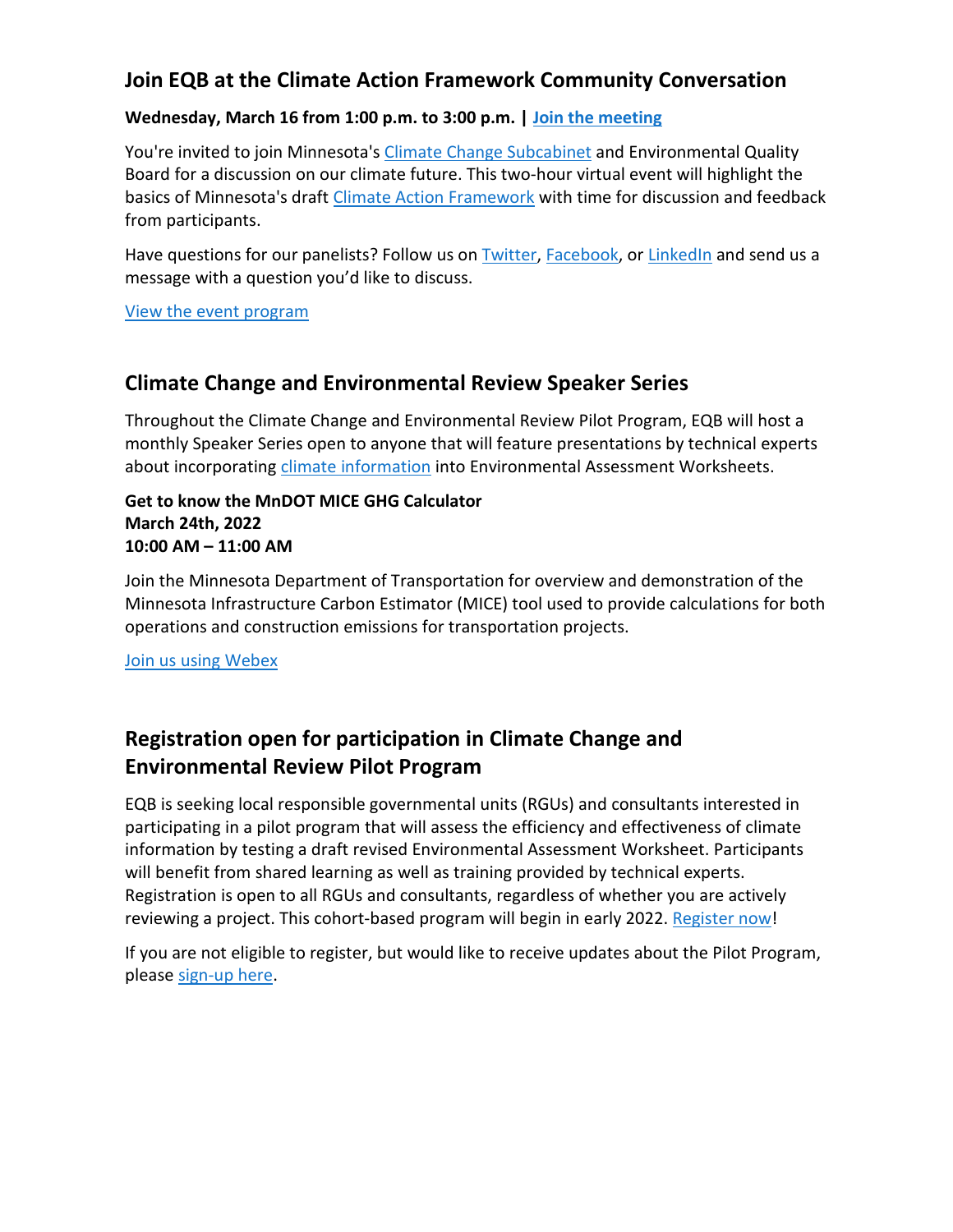## Join EQB at the Climate Action Framework Community Conversation

**Wednesday, March 16 from 1:00 p.m. to 3:00 p.m. | Join the meeting**

You're invited to join Minnesota's Climate Change Subcabinet and Environmental Quality Board for a discussion on our climate future. This two-hour virtual event will highlight the basics of Minnesota's draft Climate Action Framework with time for discussion and feedback from participants.

Have questions for our panelists? Follow us on Twitter, Facebook, or LinkedIn and send us a message with a question you'd like to discuss.

View the event program

## Climate Change and Environmental Review Speaker Series

Throughout the Climate Change and Environmental Review Pilot Program, EQB will host a monthly Speaker Series open to anyone that will feature presentations by technical experts about incorporating climate information into Environmental Assessment Worksheets.

**Get to know the MnDOT MICE GHG Calculator**
**March 24th, 2022**
**10:00 AM – 11:00 AM**

Join the Minnesota Department of Transportation for overview and demonstration of the Minnesota Infrastructure Carbon Estimator (MICE) tool used to provide calculations for both operations and construction emissions for transportation projects.

Join us using Webex

## Registration open for participation in Climate Change and Environmental Review Pilot Program

EQB is seeking local responsible governmental units (RGUs) and consultants interested in participating in a pilot program that will assess the efficiency and effectiveness of climate information by testing a draft revised Environmental Assessment Worksheet. Participants will benefit from shared learning as well as training provided by technical experts. Registration is open to all RGUs and consultants, regardless of whether you are actively reviewing a project. This cohort-based program will begin in early 2022. Register now!

If you are not eligible to register, but would like to receive updates about the Pilot Program, please sign-up here.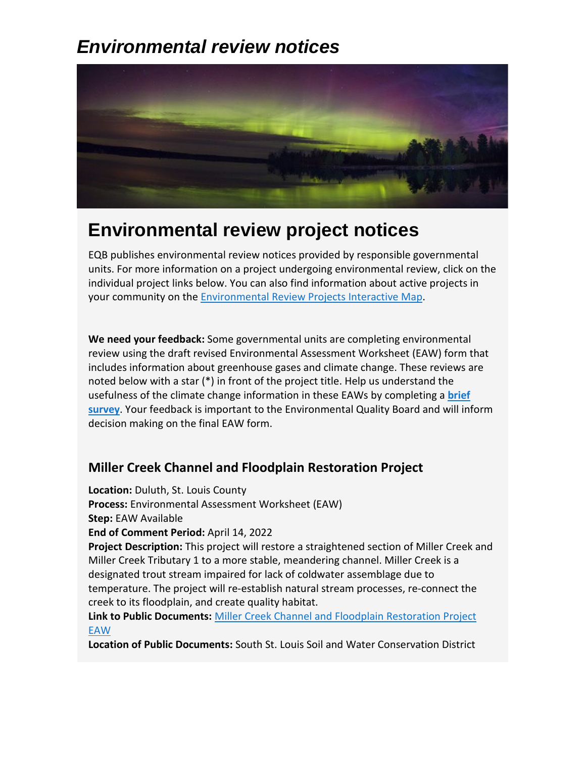# *Environmental review notices*

## Environmental review project notices

EQB publishes environmental review notices provided by responsible governmental units. For more information on a project undergoing environmental review, click on the individual project links below. You can also find information about active projects in your community on the Environmental Review Projects Interactive Map.

**We need your feedback:** Some governmental units are completing environmental review using the draft revised Environmental Assessment Worksheet (EAW) form that includes information about greenhouse gases and climate change. These reviews are noted below with a star (*) in front of the project title. Help us understand the usefulness of the climate change information in these EAWs by completing a **brief survey**. Your feedback is important to the Environmental Quality Board and will inform decision making on the final EAW form.

### Miller Creek Channel and Floodplain Restoration Project

**Location:** Duluth, St. Louis County
**Process:** Environmental Assessment Worksheet (EAW)
**Step:** EAW Available
**End of Comment Period:** April 14, 2022
**Project Description:** This project will restore a straightened section of Miller Creek and Miller Creek Tributary 1 to a more stable, meandering channel. Miller Creek is a designated trout stream impaired for lack of coldwater assemblage due to temperature. The project will re-establish natural stream processes, re-connect the creek to its floodplain, and create quality habitat.
**Link to Public Documents:** Miller Creek Channel and Floodplain Restoration Project EAW
**Location of Public Documents:** South St. Louis Soil and Water Conservation District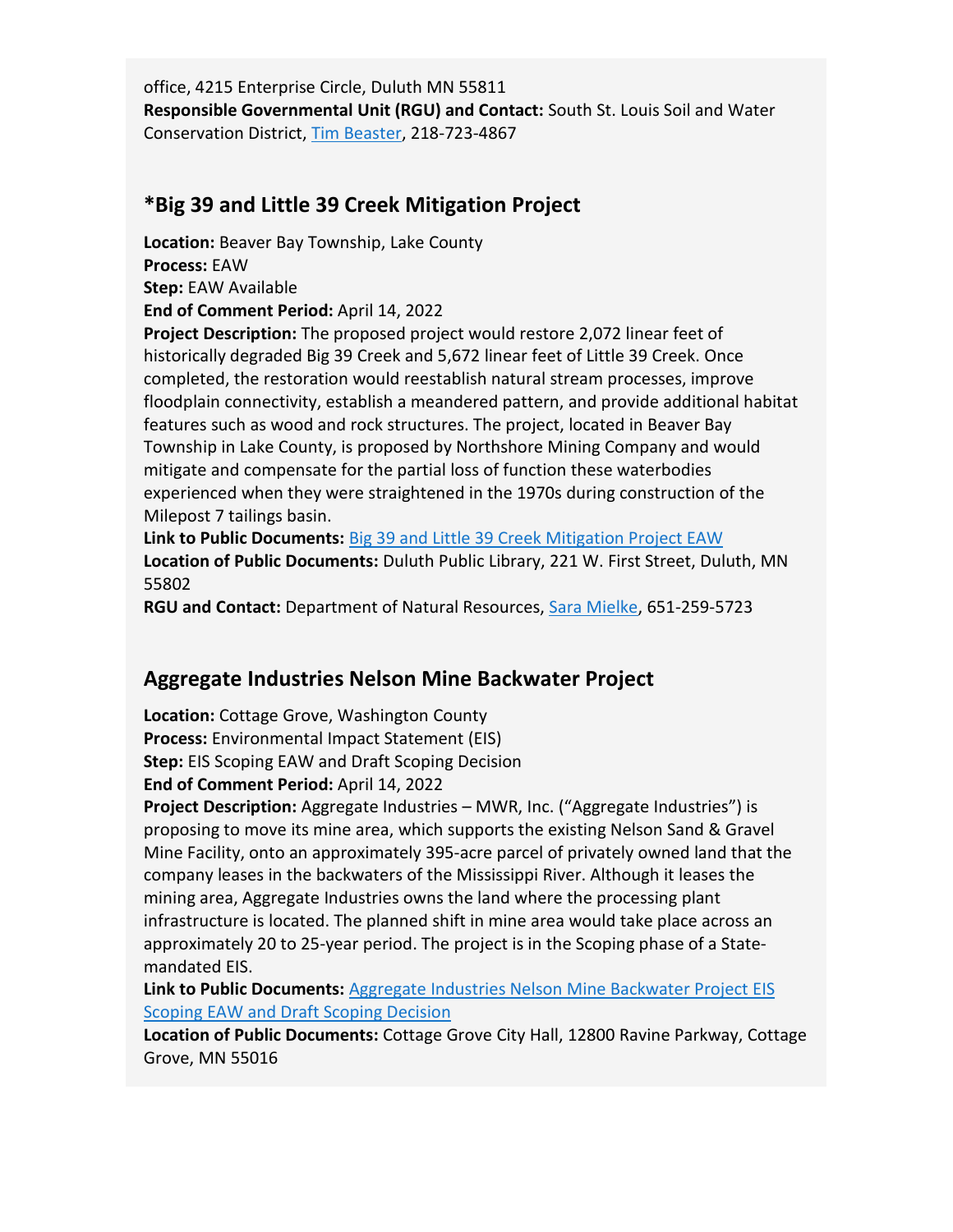office, 4215 Enterprise Circle, Duluth MN 55811
**Responsible Governmental Unit (RGU) and Contact:** South St. Louis Soil and Water Conservation District, [Tim Beaster](), 218-723-4867

## *Big 39 and Little 39 Creek Mitigation Project

**Location:** Beaver Bay Township, Lake County
**Process:** EAW
**Step:** EAW Available
**End of Comment Period:** April 14, 2022
**Project Description:** The proposed project would restore 2,072 linear feet of historically degraded Big 39 Creek and 5,672 linear feet of Little 39 Creek. Once completed, the restoration would reestablish natural stream processes, improve floodplain connectivity, establish a meandered pattern, and provide additional habitat features such as wood and rock structures. The project, located in Beaver Bay Township in Lake County, is proposed by Northshore Mining Company and would mitigate and compensate for the partial loss of function these waterbodies experienced when they were straightened in the 1970s during construction of the Milepost 7 tailings basin.
**Link to Public Documents:** [Big 39 and Little 39 Creek Mitigation Project EAW]()
**Location of Public Documents:** Duluth Public Library, 221 W. First Street, Duluth, MN 55802
**RGU and Contact:** Department of Natural Resources, [Sara Mielke](), 651-259-5723

## Aggregate Industries Nelson Mine Backwater Project

**Location:** Cottage Grove, Washington County
**Process:** Environmental Impact Statement (EIS)
**Step:** EIS Scoping EAW and Draft Scoping Decision
**End of Comment Period:** April 14, 2022
**Project Description:** Aggregate Industries – MWR, Inc. ("Aggregate Industries") is proposing to move its mine area, which supports the existing Nelson Sand & Gravel Mine Facility, onto an approximately 395-acre parcel of privately owned land that the company leases in the backwaters of the Mississippi River. Although it leases the mining area, Aggregate Industries owns the land where the processing plant infrastructure is located. The planned shift in mine area would take place across an approximately 20 to 25-year period. The project is in the Scoping phase of a State-mandated EIS.
**Link to Public Documents:** [Aggregate Industries Nelson Mine Backwater Project EIS Scoping EAW and Draft Scoping Decision]()
**Location of Public Documents:** Cottage Grove City Hall, 12800 Ravine Parkway, Cottage Grove, MN 55016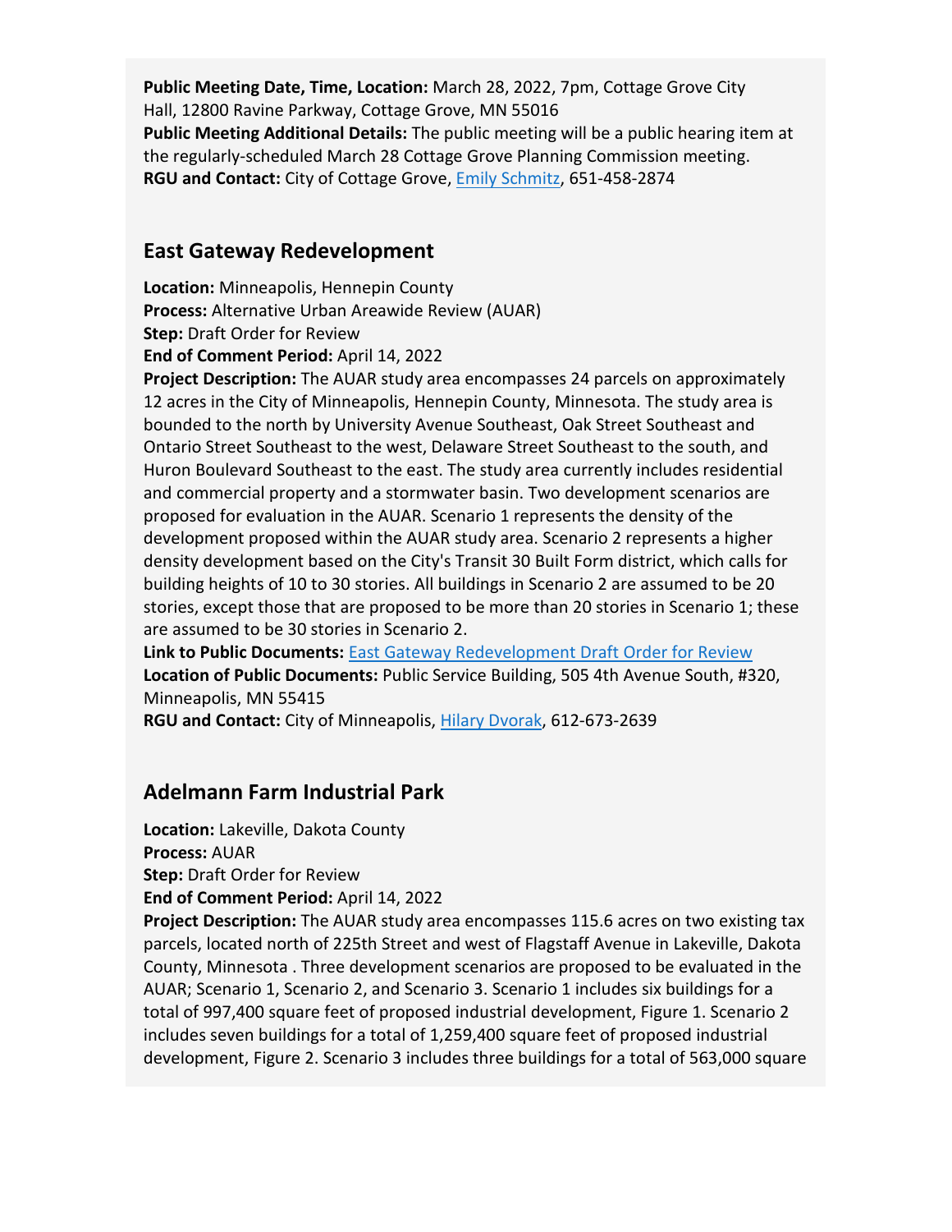**Public Meeting Date, Time, Location:** March 28, 2022, 7pm, Cottage Grove City Hall, 12800 Ravine Parkway, Cottage Grove, MN 55016
**Public Meeting Additional Details:** The public meeting will be a public hearing item at the regularly-scheduled March 28 Cottage Grove Planning Commission meeting.
**RGU and Contact:** City of Cottage Grove, Emily Schmitz, 651-458-2874

## East Gateway Redevelopment

**Location:** Minneapolis, Hennepin County
**Process:** Alternative Urban Areawide Review (AUAR)
**Step:** Draft Order for Review
**End of Comment Period:** April 14, 2022
**Project Description:** The AUAR study area encompasses 24 parcels on approximately 12 acres in the City of Minneapolis, Hennepin County, Minnesota. The study area is bounded to the north by University Avenue Southeast, Oak Street Southeast and Ontario Street Southeast to the west, Delaware Street Southeast to the south, and Huron Boulevard Southeast to the east. The study area currently includes residential and commercial property and a stormwater basin. Two development scenarios are proposed for evaluation in the AUAR. Scenario 1 represents the density of the development proposed within the AUAR study area. Scenario 2 represents a higher density development based on the City's Transit 30 Built Form district, which calls for building heights of 10 to 30 stories. All buildings in Scenario 2 are assumed to be 20 stories, except those that are proposed to be more than 20 stories in Scenario 1; these are assumed to be 30 stories in Scenario 2.
**Link to Public Documents:** East Gateway Redevelopment Draft Order for Review
**Location of Public Documents:** Public Service Building, 505 4th Avenue South, #320, Minneapolis, MN 55415
**RGU and Contact:** City of Minneapolis, Hilary Dvorak, 612-673-2639

## Adelmann Farm Industrial Park

**Location:** Lakeville, Dakota County
**Process:** AUAR
**Step:** Draft Order for Review
**End of Comment Period:** April 14, 2022
**Project Description:** The AUAR study area encompasses 115.6 acres on two existing tax parcels, located north of 225th Street and west of Flagstaff Avenue in Lakeville, Dakota County, Minnesota . Three development scenarios are proposed to be evaluated in the AUAR; Scenario 1, Scenario 2, and Scenario 3. Scenario 1 includes six buildings for a total of 997,400 square feet of proposed industrial development, Figure 1. Scenario 2 includes seven buildings for a total of 1,259,400 square feet of proposed industrial development, Figure 2. Scenario 3 includes three buildings for a total of 563,000 square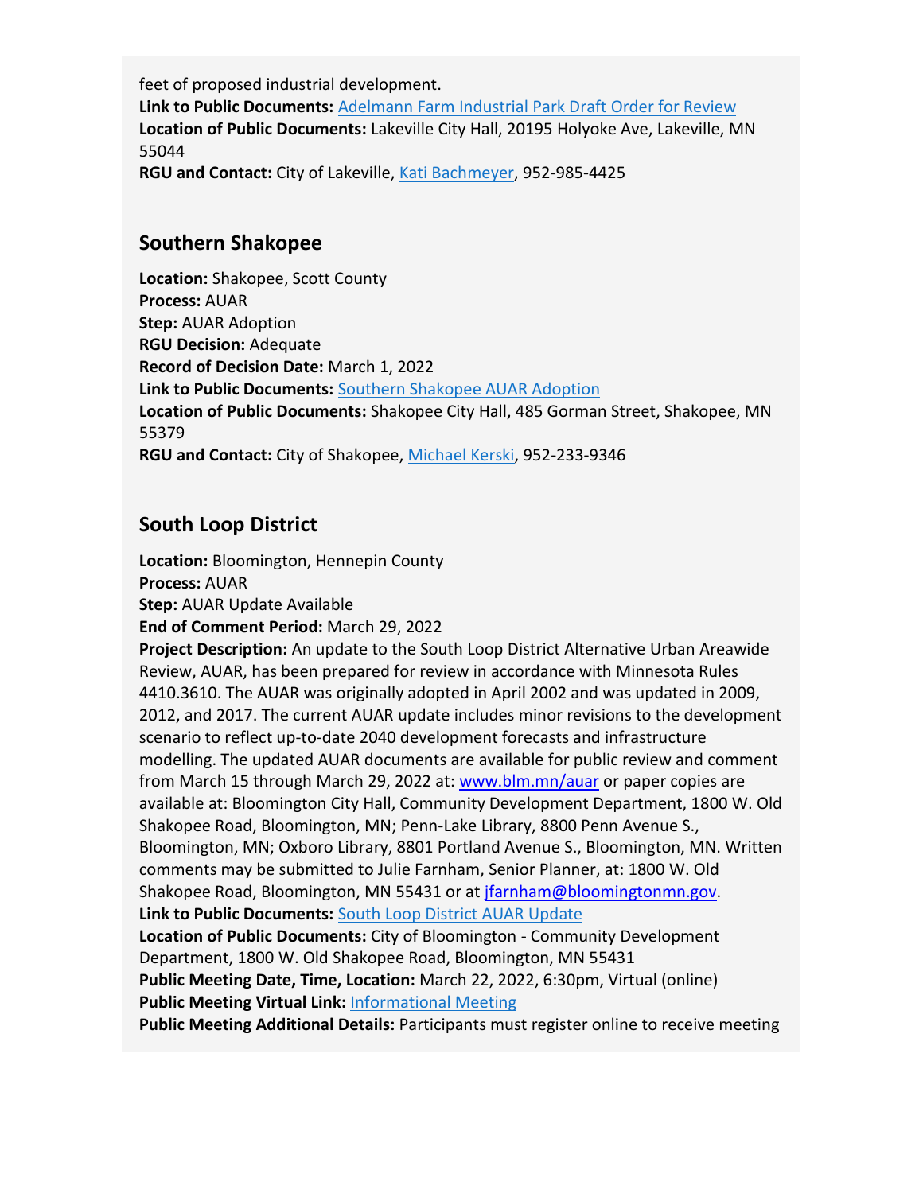feet of proposed industrial development.
**Link to Public Documents:** Adelmann Farm Industrial Park Draft Order for Review
**Location of Public Documents:** Lakeville City Hall, 20195 Holyoke Ave, Lakeville, MN 55044
**RGU and Contact:** City of Lakeville, Kati Bachmeyer, 952-985-4425

## Southern Shakopee

**Location:** Shakopee, Scott County
**Process:** AUAR
**Step:** AUAR Adoption
**RGU Decision:** Adequate
**Record of Decision Date:** March 1, 2022
**Link to Public Documents:** Southern Shakopee AUAR Adoption
**Location of Public Documents:** Shakopee City Hall, 485 Gorman Street, Shakopee, MN 55379
**RGU and Contact:** City of Shakopee, Michael Kerski, 952-233-9346

## South Loop District

**Location:** Bloomington, Hennepin County
**Process:** AUAR
**Step:** AUAR Update Available
**End of Comment Period:** March 29, 2022
**Project Description:** An update to the South Loop District Alternative Urban Areawide Review, AUAR, has been prepared for review in accordance with Minnesota Rules 4410.3610. The AUAR was originally adopted in April 2002 and was updated in 2009, 2012, and 2017. The current AUAR update includes minor revisions to the development scenario to reflect up-to-date 2040 development forecasts and infrastructure modelling. The updated AUAR documents are available for public review and comment from March 15 through March 29, 2022 at: www.blm.mn/auar or paper copies are available at: Bloomington City Hall, Community Development Department, 1800 W. Old Shakopee Road, Bloomington, MN; Penn-Lake Library, 8800 Penn Avenue S., Bloomington, MN; Oxboro Library, 8801 Portland Avenue S., Bloomington, MN. Written comments may be submitted to Julie Farnham, Senior Planner, at: 1800 W. Old Shakopee Road, Bloomington, MN 55431 or at jfarnham@bloomingtonmn.gov.
**Link to Public Documents:** South Loop District AUAR Update
**Location of Public Documents:** City of Bloomington - Community Development Department, 1800 W. Old Shakopee Road, Bloomington, MN 55431
**Public Meeting Date, Time, Location:** March 22, 2022, 6:30pm, Virtual (online)
**Public Meeting Virtual Link:** Informational Meeting
**Public Meeting Additional Details:** Participants must register online to receive meeting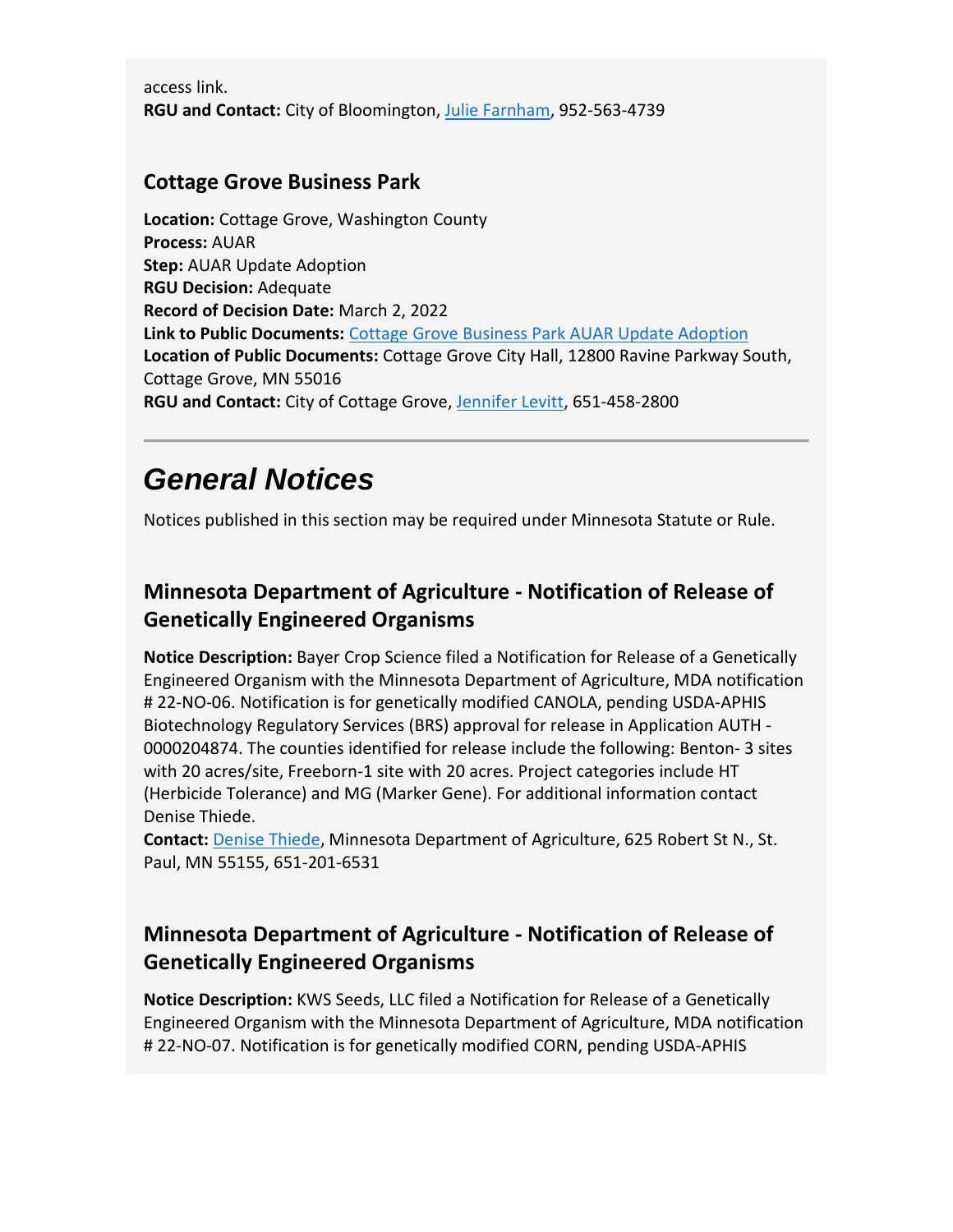access link.
**RGU and Contact:** City of Bloomington, Julie Farnham, 952-563-4739

### Cottage Grove Business Park

**Location:** Cottage Grove, Washington County
**Process:** AUAR
**Step:** AUAR Update Adoption
**RGU Decision:** Adequate
**Record of Decision Date:** March 2, 2022
**Link to Public Documents:** Cottage Grove Business Park AUAR Update Adoption
**Location of Public Documents:** Cottage Grove City Hall, 12800 Ravine Parkway South, Cottage Grove, MN 55016
**RGU and Contact:** City of Cottage Grove, Jennifer Levitt, 651-458-2800

---

# *General Notices*

Notices published in this section may be required under Minnesota Statute or Rule.

### Minnesota Department of Agriculture - Notification of Release of Genetically Engineered Organisms

**Notice Description:** Bayer Crop Science filed a Notification for Release of a Genetically Engineered Organism with the Minnesota Department of Agriculture, MDA notification # 22-NO-06. Notification is for genetically modified CANOLA, pending USDA-APHIS Biotechnology Regulatory Services (BRS) approval for release in Application AUTH - 0000204874. The counties identified for release include the following: Benton- 3 sites with 20 acres/site, Freeborn-1 site with 20 acres. Project categories include HT (Herbicide Tolerance) and MG (Marker Gene). For additional information contact Denise Thiede.
**Contact:** Denise Thiede, Minnesota Department of Agriculture, 625 Robert St N., St. Paul, MN 55155, 651-201-6531

### Minnesota Department of Agriculture - Notification of Release of Genetically Engineered Organisms

**Notice Description:** KWS Seeds, LLC filed a Notification for Release of a Genetically Engineered Organism with the Minnesota Department of Agriculture, MDA notification # 22-NO-07. Notification is for genetically modified CORN, pending USDA-APHIS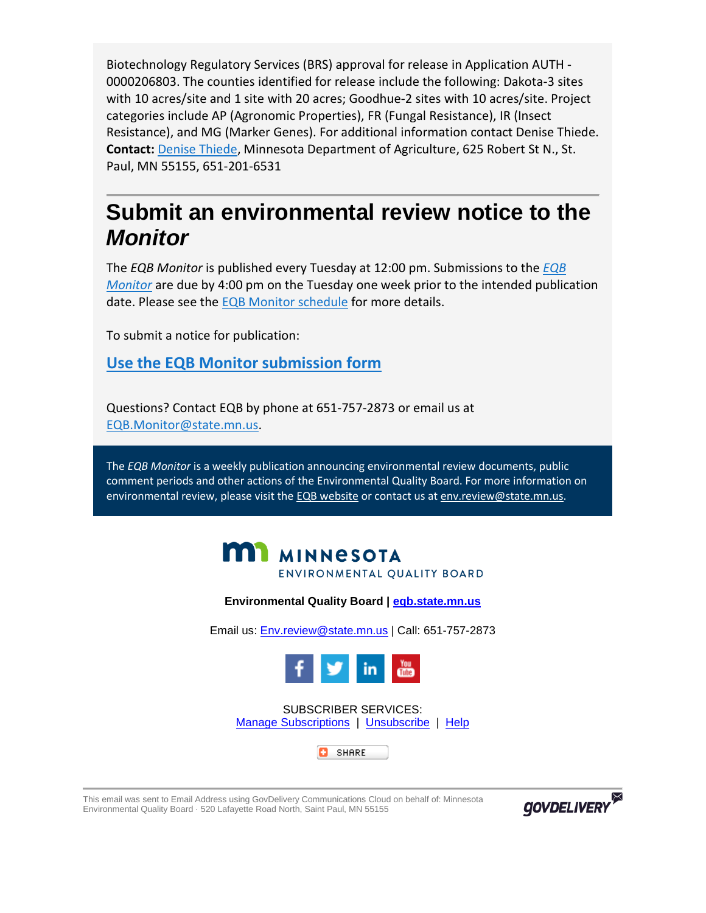Biotechnology Regulatory Services (BRS) approval for release in Application AUTH - 0000206803. The counties identified for release include the following: Dakota-3 sites with 10 acres/site and 1 site with 20 acres; Goodhue-2 sites with 10 acres/site. Project categories include AP (Agronomic Properties), FR (Fungal Resistance), IR (Insect Resistance), and MG (Marker Genes). For additional information contact Denise Thiede. **Contact:** Denise Thiede, Minnesota Department of Agriculture, 625 Robert St N., St. Paul, MN 55155, 651-201-6531

# Submit an environmental review notice to the *Monitor*

The *EQB Monitor* is published every Tuesday at 12:00 pm. Submissions to the *EQB Monitor* are due by 4:00 pm on the Tuesday one week prior to the intended publication date. Please see the EQB Monitor schedule for more details.

To submit a notice for publication:

**Use the EQB Monitor submission form**

Questions? Contact EQB by phone at 651-757-2873 or email us at EQB.Monitor@state.mn.us.

The *EQB Monitor* is a weekly publication announcing environmental review documents, public comment periods and other actions of the Environmental Quality Board. For more information on environmental review, please visit the EQB website or contact us at env.review@state.mn.us.

MINNESOTA ENVIRONMENTAL QUALITY BOARD

**Environmental Quality Board | eqb.state.mn.us**

Email us: Env.review@state.mn.us | Call: 651-757-2873

SUBSCRIBER SERVICES:
Manage Subscriptions | Unsubscribe | Help

SHARE

This email was sent to Email Address using GovDelivery Communications Cloud on behalf of: Minnesota Environmental Quality Board · 520 Lafayette Road North, Saint Paul, MN 55155

GOVDELIVERY